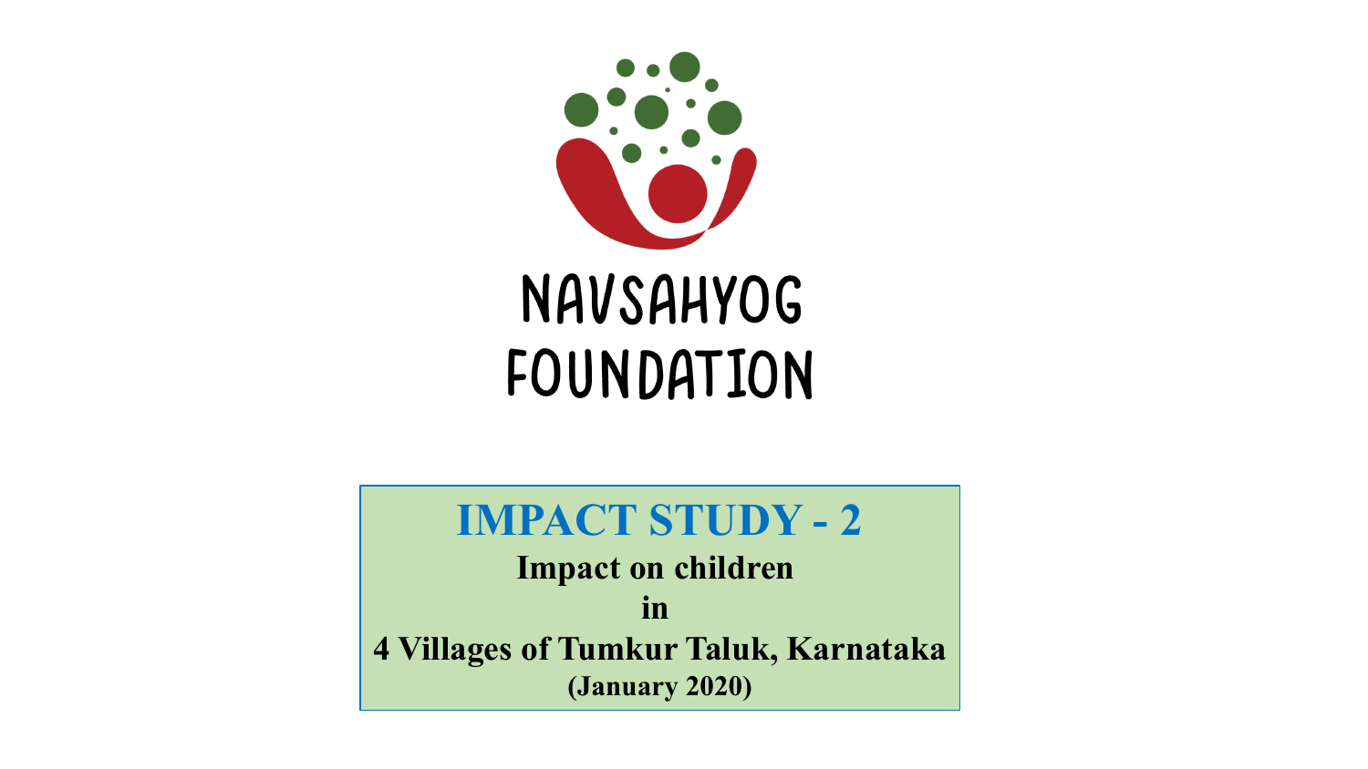NAVSAHYOG FOUNDATION

# IMPACT STUDY - 2

**Impact on children**

**in**

**4 Villages of Tumkur Taluk, Karnataka**

**(January 2020)**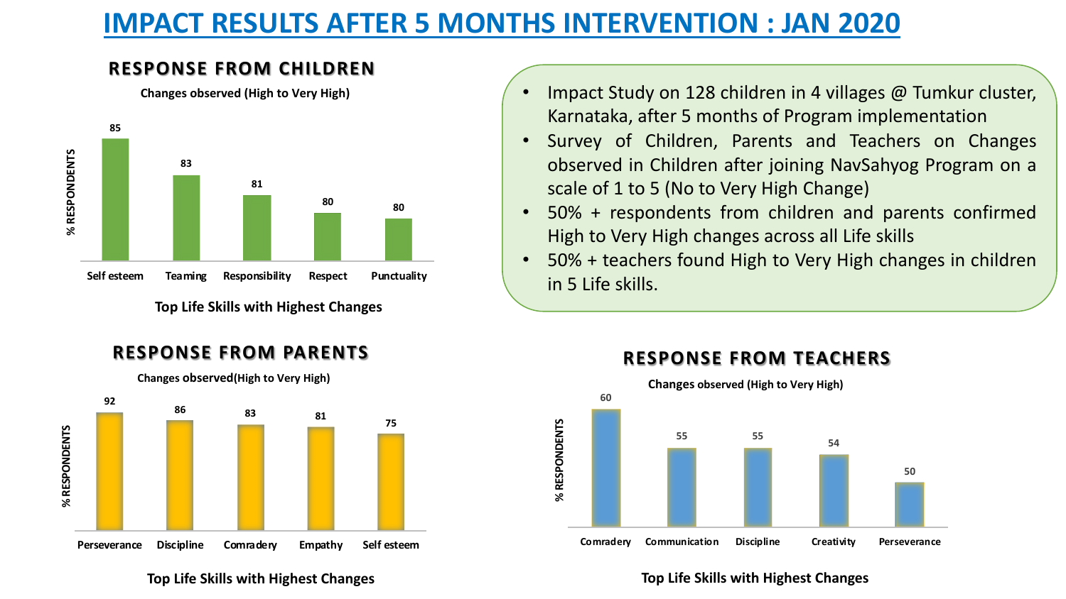# IMPACT RESULTS AFTER 5 MONTHS INTERVENTION : JAN 2020

- Impact Study on 128 children in 4 villages @ Tumkur cluster, Karnataka, after 5 months of Program implementation
- Survey of Children, Parents and Teachers on Changes observed in Children after joining NavSahyog Program on a scale of 1 to 5 (No to Very High Change)
- 50% + respondents from children and parents confirmed High to Very High changes across all Life skills
- 50% + teachers found High to Very High changes in children in 5 Life skills.

## RESPONSE FROM CHILDREN

**Changes observed (High to Very High)**

| Life Skill | % RESPONDENTS |
|---|---|
| Self esteem | 85 |
| Teaming | 83 |
| Responsibility | 81 |
| Respect | 80 |
| Punctuality | 80 |

**Top Life Skills with Highest Changes**

## RESPONSE FROM PARENTS

**Changes observed (High to Very High)**

| Life Skill | % RESPONDENTS |
|---|---|
| Perseverance | 92 |
| Discipline | 86 |
| Comradery | 83 |
| Empathy | 81 |
| Self esteem | 75 |

**Top Life Skills with Highest Changes**

## RESPONSE FROM TEACHERS

**Changes observed (High to Very High)**

| Life Skill | % RESPONDENTS |
|---|---|
| Comradery | 60 |
| Communication | 55 |
| Discipline | 55 |
| Creativity | 54 |
| Perseverance | 50 |

**Top Life Skills with Highest Changes**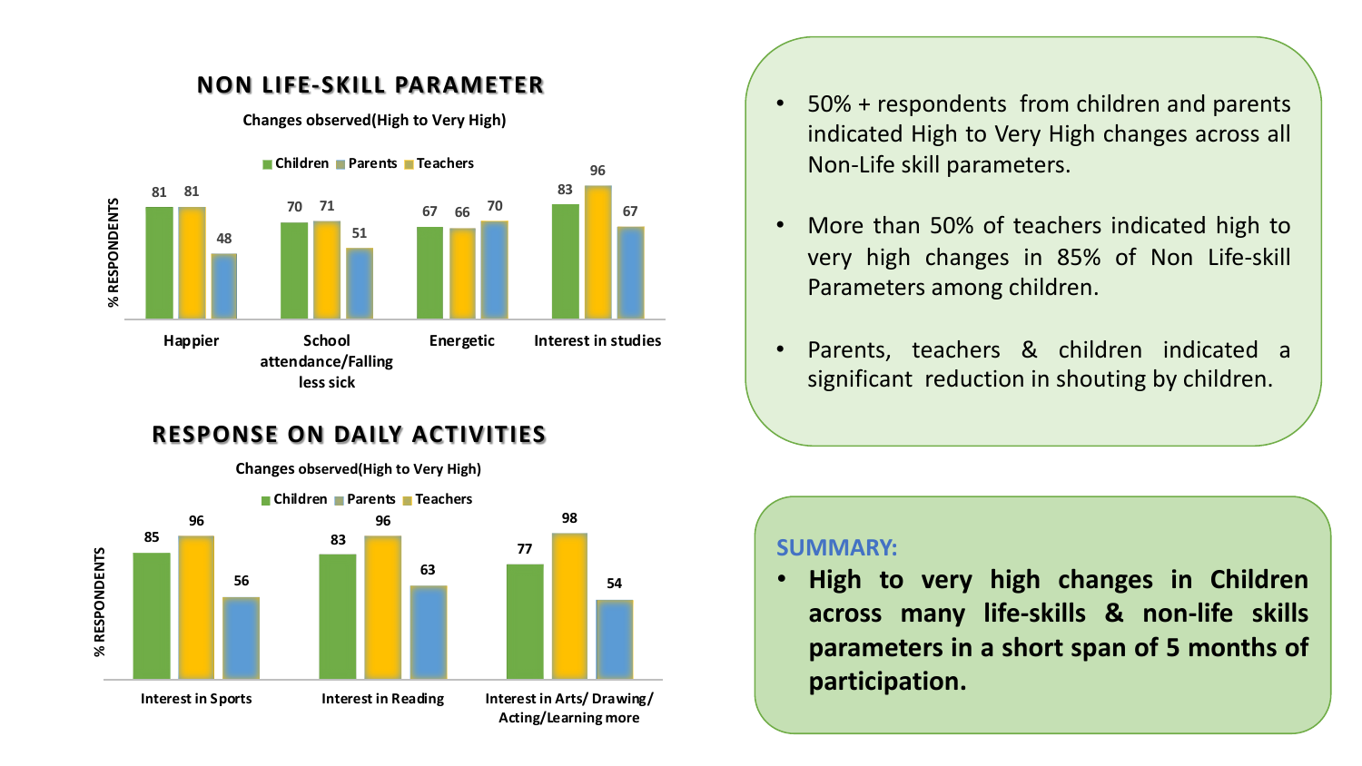## NON LIFE-SKILL PARAMETER

Changes observed(High to Very High)

Children Parents Teachers

% RESPONDENTS

81 81 48

Happier

70 71 51

School attendance/Falling less sick

67 66 70

Energetic

83 96 67

Interest in studies

## RESPONSE ON DAILY ACTIVITIES

Changes observed(High to Very High)

Children Parents Teachers

% RESPONDENTS

85 96 56

Interest in Sports

83 96 63

Interest in Reading

77 98 54

Interest in Arts/ Drawing/ Acting/Learning more

- 50% + respondents from children and parents indicated High to Very High changes across all Non-Life skill parameters.
- More than 50% of teachers indicated high to very high changes in 85% of Non Life-skill Parameters among children.
- Parents, teachers & children indicated a significant reduction in shouting by children.

**SUMMARY:**

- **High to very high changes in Children across many life-skills & non-life skills parameters in a short span of 5 months of participation.**